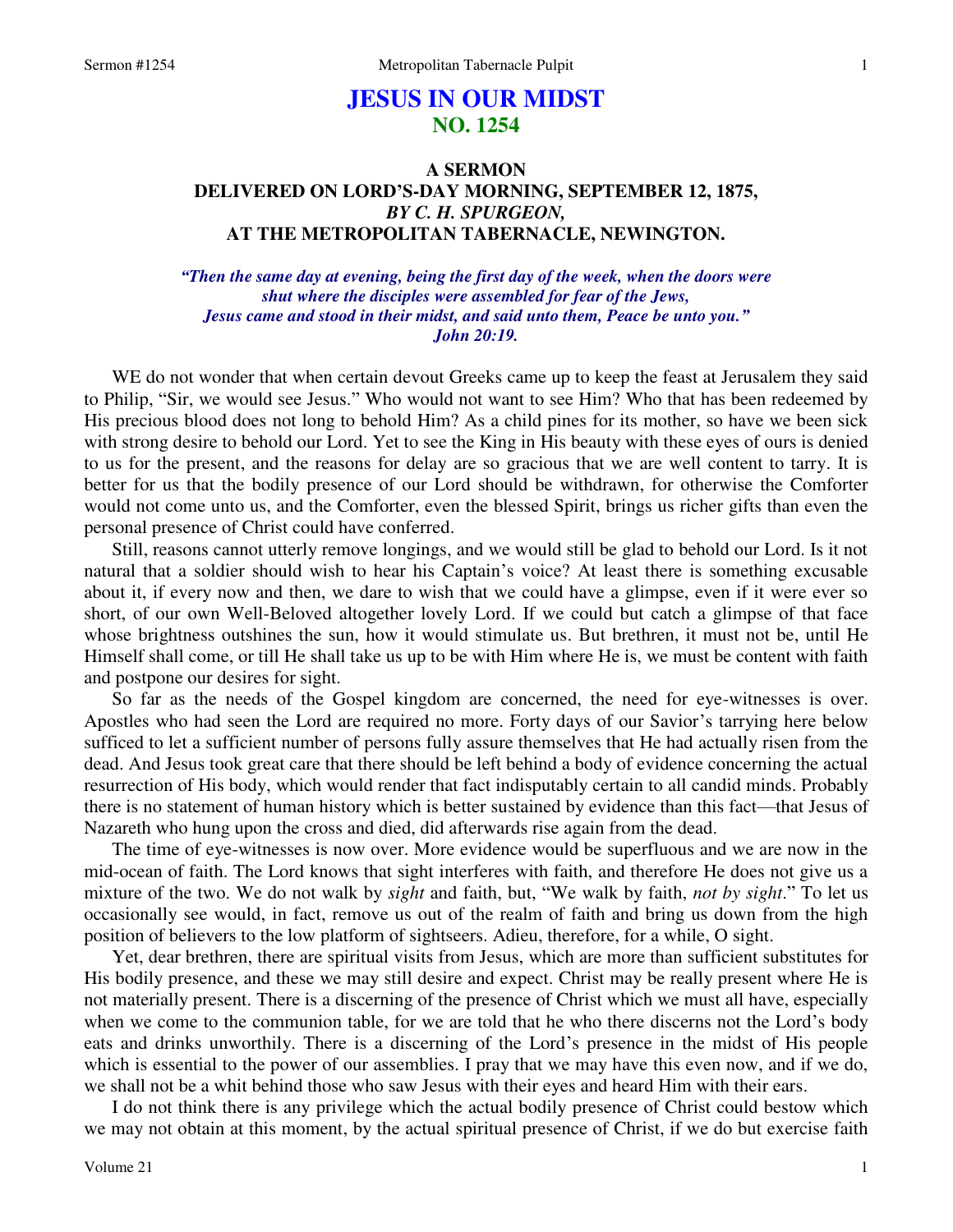# JESUS IN OUR MIDST
## NO. 1254

### A SERMON
### DELIVERED ON LORD'S-DAY MORNING, SEPTEMBER 12, 1875,
### *BY C. H. SPURGEON,*
### AT THE METROPOLITAN TABERNACLE, NEWINGTON.

***"Then the same day at evening, being the first day of the week, when the doors were shut where the disciples were assembled for fear of the Jews, Jesus came and stood in their midst, and said unto them, Peace be unto you." John 20:19.***

WE do not wonder that when certain devout Greeks came up to keep the feast at Jerusalem they said to Philip, "Sir, we would see Jesus." Who would not want to see Him? Who that has been redeemed by His precious blood does not long to behold Him? As a child pines for its mother, so have we been sick with strong desire to behold our Lord. Yet to see the King in His beauty with these eyes of ours is denied to us for the present, and the reasons for delay are so gracious that we are well content to tarry. It is better for us that the bodily presence of our Lord should be withdrawn, for otherwise the Comforter would not come unto us, and the Comforter, even the blessed Spirit, brings us richer gifts than even the personal presence of Christ could have conferred.

Still, reasons cannot utterly remove longings, and we would still be glad to behold our Lord. Is it not natural that a soldier should wish to hear his Captain's voice? At least there is something excusable about it, if every now and then, we dare to wish that we could have a glimpse, even if it were ever so short, of our own Well-Beloved altogether lovely Lord. If we could but catch a glimpse of that face whose brightness outshines the sun, how it would stimulate us. But brethren, it must not be, until He Himself shall come, or till He shall take us up to be with Him where He is, we must be content with faith and postpone our desires for sight.

So far as the needs of the Gospel kingdom are concerned, the need for eye-witnesses is over. Apostles who had seen the Lord are required no more. Forty days of our Savior's tarrying here below sufficed to let a sufficient number of persons fully assure themselves that He had actually risen from the dead. And Jesus took great care that there should be left behind a body of evidence concerning the actual resurrection of His body, which would render that fact indisputably certain to all candid minds. Probably there is no statement of human history which is better sustained by evidence than this fact—that Jesus of Nazareth who hung upon the cross and died, did afterwards rise again from the dead.

The time of eye-witnesses is now over. More evidence would be superfluous and we are now in the mid-ocean of faith. The Lord knows that sight interferes with faith, and therefore He does not give us a mixture of the two. We do not walk by *sight* and faith, but, "We walk by faith, *not by sight*." To let us occasionally see would, in fact, remove us out of the realm of faith and bring us down from the high position of believers to the low platform of sightseers. Adieu, therefore, for a while, O sight.

Yet, dear brethren, there are spiritual visits from Jesus, which are more than sufficient substitutes for His bodily presence, and these we may still desire and expect. Christ may be really present where He is not materially present. There is a discerning of the presence of Christ which we must all have, especially when we come to the communion table, for we are told that he who there discerns not the Lord's body eats and drinks unworthily. There is a discerning of the Lord's presence in the midst of His people which is essential to the power of our assemblies. I pray that we may have this even now, and if we do, we shall not be a whit behind those who saw Jesus with their eyes and heard Him with their ears.

I do not think there is any privilege which the actual bodily presence of Christ could bestow which we may not obtain at this moment, by the actual spiritual presence of Christ, if we do but exercise faith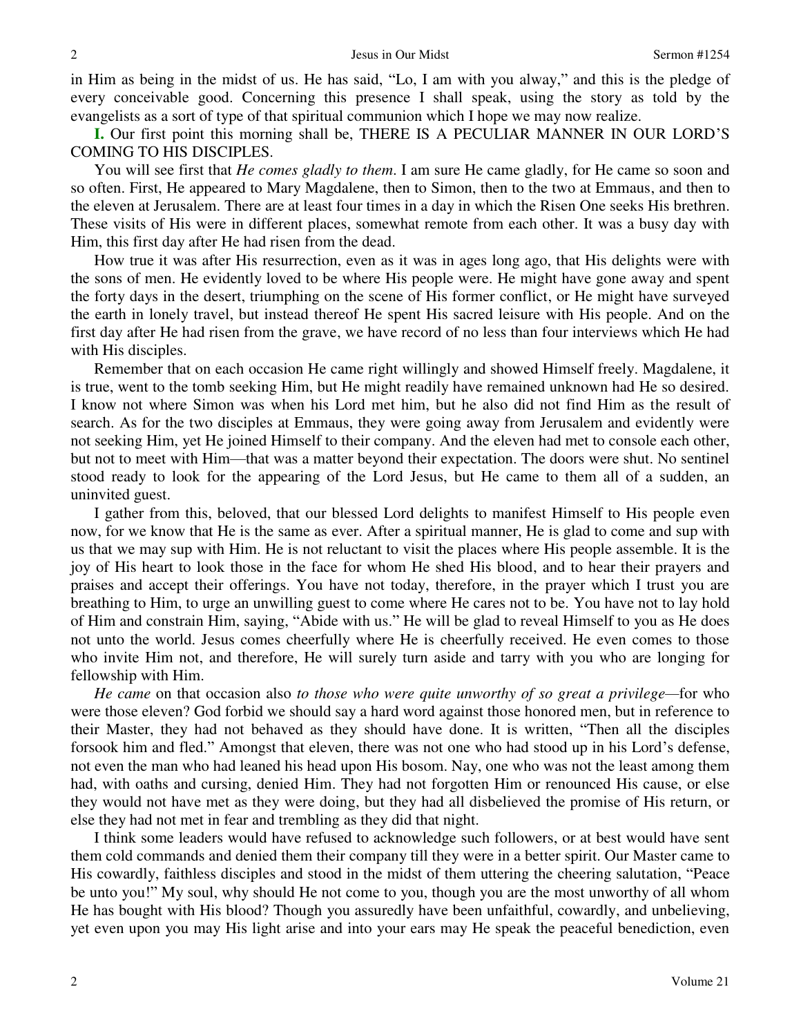in Him as being in the midst of us. He has said, "Lo, I am with you alway," and this is the pledge of every conceivable good. Concerning this presence I shall speak, using the story as told by the evangelists as a sort of type of that spiritual communion which I hope we may now realize.

**I.** Our first point this morning shall be, THERE IS A PECULIAR MANNER IN OUR LORD'S COMING TO HIS DISCIPLES.

You will see first that *He comes gladly to them*. I am sure He came gladly, for He came so soon and so often. First, He appeared to Mary Magdalene, then to Simon, then to the two at Emmaus, and then to the eleven at Jerusalem. There are at least four times in a day in which the Risen One seeks His brethren. These visits of His were in different places, somewhat remote from each other. It was a busy day with Him, this first day after He had risen from the dead.

How true it was after His resurrection, even as it was in ages long ago, that His delights were with the sons of men. He evidently loved to be where His people were. He might have gone away and spent the forty days in the desert, triumphing on the scene of His former conflict, or He might have surveyed the earth in lonely travel, but instead thereof He spent His sacred leisure with His people. And on the first day after He had risen from the grave, we have record of no less than four interviews which He had with His disciples.

Remember that on each occasion He came right willingly and showed Himself freely. Magdalene, it is true, went to the tomb seeking Him, but He might readily have remained unknown had He so desired. I know not where Simon was when his Lord met him, but he also did not find Him as the result of search. As for the two disciples at Emmaus, they were going away from Jerusalem and evidently were not seeking Him, yet He joined Himself to their company. And the eleven had met to console each other, but not to meet with Him—that was a matter beyond their expectation. The doors were shut. No sentinel stood ready to look for the appearing of the Lord Jesus, but He came to them all of a sudden, an uninvited guest.

I gather from this, beloved, that our blessed Lord delights to manifest Himself to His people even now, for we know that He is the same as ever. After a spiritual manner, He is glad to come and sup with us that we may sup with Him. He is not reluctant to visit the places where His people assemble. It is the joy of His heart to look those in the face for whom He shed His blood, and to hear their prayers and praises and accept their offerings. You have not today, therefore, in the prayer which I trust you are breathing to Him, to urge an unwilling guest to come where He cares not to be. You have not to lay hold of Him and constrain Him, saying, "Abide with us." He will be glad to reveal Himself to you as He does not unto the world. Jesus comes cheerfully where He is cheerfully received. He even comes to those who invite Him not, and therefore, He will surely turn aside and tarry with you who are longing for fellowship with Him.

*He came* on that occasion also *to those who were quite unworthy of so great a privilege*—for who were those eleven? God forbid we should say a hard word against those honored men, but in reference to their Master, they had not behaved as they should have done. It is written, "Then all the disciples forsook him and fled." Amongst that eleven, there was not one who had stood up in his Lord's defense, not even the man who had leaned his head upon His bosom. Nay, one who was not the least among them had, with oaths and cursing, denied Him. They had not forgotten Him or renounced His cause, or else they would not have met as they were doing, but they had all disbelieved the promise of His return, or else they had not met in fear and trembling as they did that night.

I think some leaders would have refused to acknowledge such followers, or at best would have sent them cold commands and denied them their company till they were in a better spirit. Our Master came to His cowardly, faithless disciples and stood in the midst of them uttering the cheering salutation, "Peace be unto you!" My soul, why should He not come to you, though you are the most unworthy of all whom He has bought with His blood? Though you assuredly have been unfaithful, cowardly, and unbelieving, yet even upon you may His light arise and into your ears may He speak the peaceful benediction, even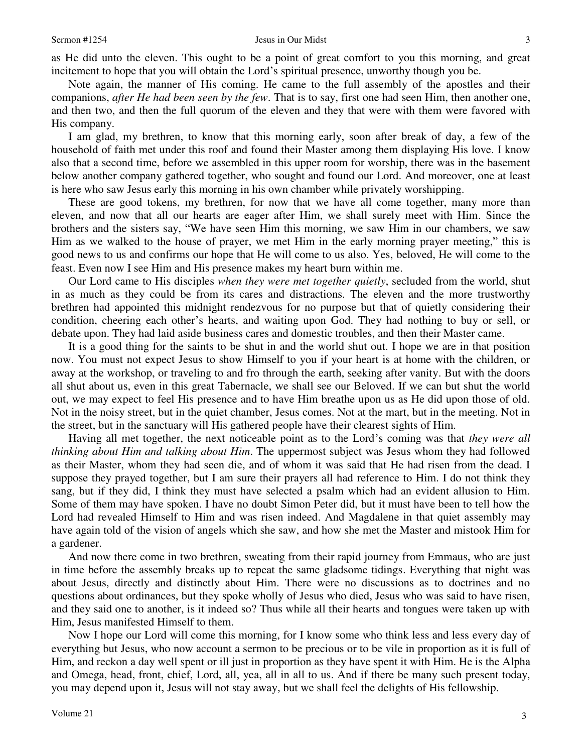as He did unto the eleven. This ought to be a point of great comfort to you this morning, and great incitement to hope that you will obtain the Lord's spiritual presence, unworthy though you be.

Note again, the manner of His coming. He came to the full assembly of the apostles and their companions, *after He had been seen by the few*. That is to say, first one had seen Him, then another one, and then two, and then the full quorum of the eleven and they that were with them were favored with His company.

I am glad, my brethren, to know that this morning early, soon after break of day, a few of the household of faith met under this roof and found their Master among them displaying His love. I know also that a second time, before we assembled in this upper room for worship, there was in the basement below another company gathered together, who sought and found our Lord. And moreover, one at least is here who saw Jesus early this morning in his own chamber while privately worshipping.

These are good tokens, my brethren, for now that we have all come together, many more than eleven, and now that all our hearts are eager after Him, we shall surely meet with Him. Since the brothers and the sisters say, "We have seen Him this morning, we saw Him in our chambers, we saw Him as we walked to the house of prayer, we met Him in the early morning prayer meeting," this is good news to us and confirms our hope that He will come to us also. Yes, beloved, He will come to the feast. Even now I see Him and His presence makes my heart burn within me.

Our Lord came to His disciples *when they were met together quietly*, secluded from the world, shut in as much as they could be from its cares and distractions. The eleven and the more trustworthy brethren had appointed this midnight rendezvous for no purpose but that of quietly considering their condition, cheering each other's hearts, and waiting upon God. They had nothing to buy or sell, or debate upon. They had laid aside business cares and domestic troubles, and then their Master came.

It is a good thing for the saints to be shut in and the world shut out. I hope we are in that position now. You must not expect Jesus to show Himself to you if your heart is at home with the children, or away at the workshop, or traveling to and fro through the earth, seeking after vanity. But with the doors all shut about us, even in this great Tabernacle, we shall see our Beloved. If we can but shut the world out, we may expect to feel His presence and to have Him breathe upon us as He did upon those of old. Not in the noisy street, but in the quiet chamber, Jesus comes. Not at the mart, but in the meeting. Not in the street, but in the sanctuary will His gathered people have their clearest sights of Him.

Having all met together, the next noticeable point as to the Lord's coming was that *they were all thinking about Him and talking about Him*. The uppermost subject was Jesus whom they had followed as their Master, whom they had seen die, and of whom it was said that He had risen from the dead. I suppose they prayed together, but I am sure their prayers all had reference to Him. I do not think they sang, but if they did, I think they must have selected a psalm which had an evident allusion to Him. Some of them may have spoken. I have no doubt Simon Peter did, but it must have been to tell how the Lord had revealed Himself to Him and was risen indeed. And Magdalene in that quiet assembly may have again told of the vision of angels which she saw, and how she met the Master and mistook Him for a gardener.

And now there come in two brethren, sweating from their rapid journey from Emmaus, who are just in time before the assembly breaks up to repeat the same gladsome tidings. Everything that night was about Jesus, directly and distinctly about Him. There were no discussions as to doctrines and no questions about ordinances, but they spoke wholly of Jesus who died, Jesus who was said to have risen, and they said one to another, is it indeed so? Thus while all their hearts and tongues were taken up with Him, Jesus manifested Himself to them.

Now I hope our Lord will come this morning, for I know some who think less and less every day of everything but Jesus, who now account a sermon to be precious or to be vile in proportion as it is full of Him, and reckon a day well spent or ill just in proportion as they have spent it with Him. He is the Alpha and Omega, head, front, chief, Lord, all, yea, all in all to us. And if there be many such present today, you may depend upon it, Jesus will not stay away, but we shall feel the delights of His fellowship.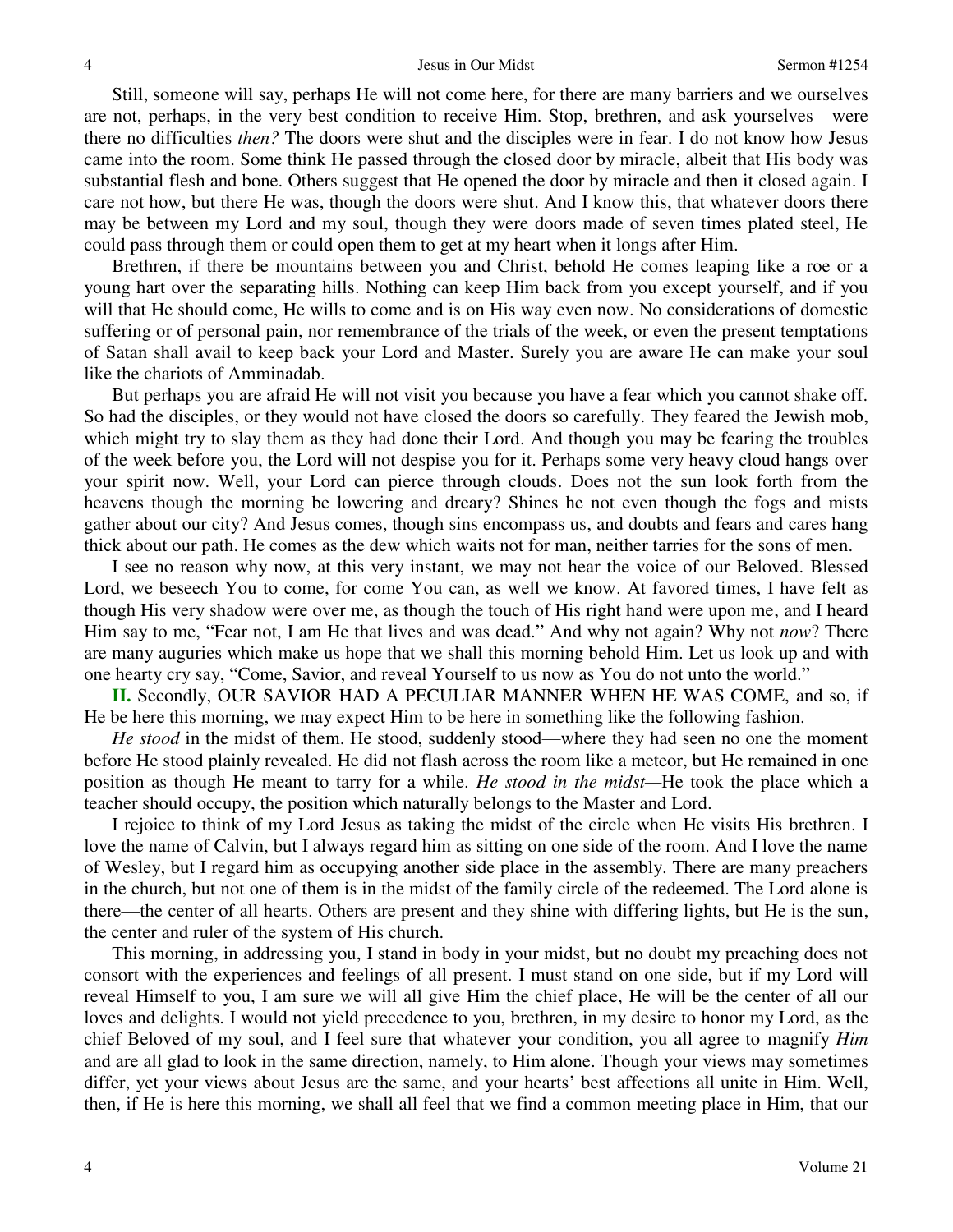Still, someone will say, perhaps He will not come here, for there are many barriers and we ourselves are not, perhaps, in the very best condition to receive Him. Stop, brethren, and ask yourselves—were there no difficulties *then?* The doors were shut and the disciples were in fear. I do not know how Jesus came into the room. Some think He passed through the closed door by miracle, albeit that His body was substantial flesh and bone. Others suggest that He opened the door by miracle and then it closed again. I care not how, but there He was, though the doors were shut. And I know this, that whatever doors there may be between my Lord and my soul, though they were doors made of seven times plated steel, He could pass through them or could open them to get at my heart when it longs after Him.

Brethren, if there be mountains between you and Christ, behold He comes leaping like a roe or a young hart over the separating hills. Nothing can keep Him back from you except yourself, and if you will that He should come, He wills to come and is on His way even now. No considerations of domestic suffering or of personal pain, nor remembrance of the trials of the week, or even the present temptations of Satan shall avail to keep back your Lord and Master. Surely you are aware He can make your soul like the chariots of Amminadab.

But perhaps you are afraid He will not visit you because you have a fear which you cannot shake off. So had the disciples, or they would not have closed the doors so carefully. They feared the Jewish mob, which might try to slay them as they had done their Lord. And though you may be fearing the troubles of the week before you, the Lord will not despise you for it. Perhaps some very heavy cloud hangs over your spirit now. Well, your Lord can pierce through clouds. Does not the sun look forth from the heavens though the morning be lowering and dreary? Shines he not even though the fogs and mists gather about our city? And Jesus comes, though sins encompass us, and doubts and fears and cares hang thick about our path. He comes as the dew which waits not for man, neither tarries for the sons of men.

I see no reason why now, at this very instant, we may not hear the voice of our Beloved. Blessed Lord, we beseech You to come, for come You can, as well we know. At favored times, I have felt as though His very shadow were over me, as though the touch of His right hand were upon me, and I heard Him say to me, "Fear not, I am He that lives and was dead." And why not again? Why not *now*? There are many auguries which make us hope that we shall this morning behold Him. Let us look up and with one hearty cry say, "Come, Savior, and reveal Yourself to us now as You do not unto the world."

**II.** Secondly, OUR SAVIOR HAD A PECULIAR MANNER WHEN HE WAS COME, and so, if He be here this morning, we may expect Him to be here in something like the following fashion.

*He stood* in the midst of them. He stood, suddenly stood—where they had seen no one the moment before He stood plainly revealed. He did not flash across the room like a meteor, but He remained in one position as though He meant to tarry for a while. *He stood in the midst—*He took the place which a teacher should occupy, the position which naturally belongs to the Master and Lord.

I rejoice to think of my Lord Jesus as taking the midst of the circle when He visits His brethren. I love the name of Calvin, but I always regard him as sitting on one side of the room. And I love the name of Wesley, but I regard him as occupying another side place in the assembly. There are many preachers in the church, but not one of them is in the midst of the family circle of the redeemed. The Lord alone is there—the center of all hearts. Others are present and they shine with differing lights, but He is the sun, the center and ruler of the system of His church.

This morning, in addressing you, I stand in body in your midst, but no doubt my preaching does not consort with the experiences and feelings of all present. I must stand on one side, but if my Lord will reveal Himself to you, I am sure we will all give Him the chief place, He will be the center of all our loves and delights. I would not yield precedence to you, brethren, in my desire to honor my Lord, as the chief Beloved of my soul, and I feel sure that whatever your condition, you all agree to magnify *Him* and are all glad to look in the same direction, namely, to Him alone. Though your views may sometimes differ, yet your views about Jesus are the same, and your hearts' best affections all unite in Him. Well, then, if He is here this morning, we shall all feel that we find a common meeting place in Him, that our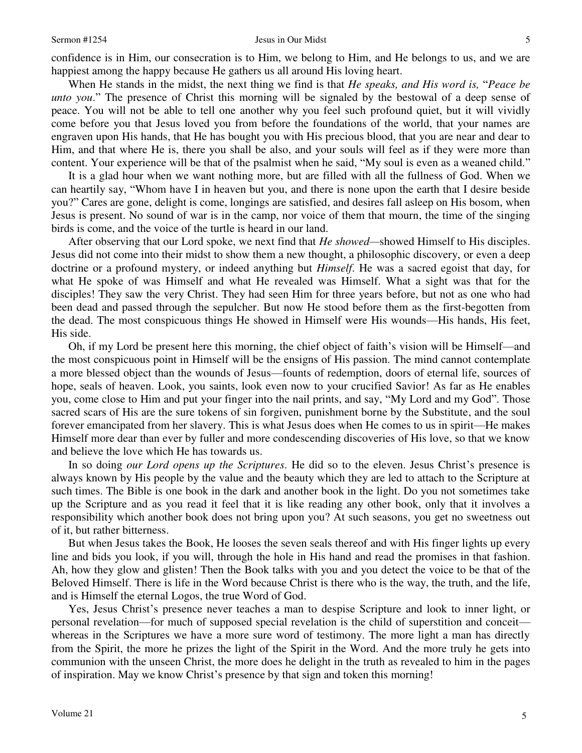confidence is in Him, our consecration is to Him, we belong to Him, and He belongs to us, and we are happiest among the happy because He gathers us all around His loving heart.

When He stands in the midst, the next thing we find is that *He speaks, and His word is,* "*Peace be unto you*." The presence of Christ this morning will be signaled by the bestowal of a deep sense of peace. You will not be able to tell one another why you feel such profound quiet, but it will vividly come before you that Jesus loved you from before the foundations of the world, that your names are engraven upon His hands, that He has bought you with His precious blood, that you are near and dear to Him, and that where He is, there you shall be also, and your souls will feel as if they were more than content. Your experience will be that of the psalmist when he said, "My soul is even as a weaned child."

It is a glad hour when we want nothing more, but are filled with all the fullness of God. When we can heartily say, "Whom have I in heaven but you, and there is none upon the earth that I desire beside you?" Cares are gone, delight is come, longings are satisfied, and desires fall asleep on His bosom, when Jesus is present. No sound of war is in the camp, nor voice of them that mourn, the time of the singing birds is come, and the voice of the turtle is heard in our land.

After observing that our Lord spoke, we next find that *He showed*—showed Himself to His disciples. Jesus did not come into their midst to show them a new thought, a philosophic discovery, or even a deep doctrine or a profound mystery, or indeed anything but *Himself*. He was a sacred egoist that day, for what He spoke of was Himself and what He revealed was Himself. What a sight was that for the disciples! They saw the very Christ. They had seen Him for three years before, but not as one who had been dead and passed through the sepulcher. But now He stood before them as the first-begotten from the dead. The most conspicuous things He showed in Himself were His wounds—His hands, His feet, His side.

Oh, if my Lord be present here this morning, the chief object of faith's vision will be Himself—and the most conspicuous point in Himself will be the ensigns of His passion. The mind cannot contemplate a more blessed object than the wounds of Jesus—founts of redemption, doors of eternal life, sources of hope, seals of heaven. Look, you saints, look even now to your crucified Savior! As far as He enables you, come close to Him and put your finger into the nail prints, and say, "My Lord and my God". Those sacred scars of His are the sure tokens of sin forgiven, punishment borne by the Substitute, and the soul forever emancipated from her slavery. This is what Jesus does when He comes to us in spirit—He makes Himself more dear than ever by fuller and more condescending discoveries of His love, so that we know and believe the love which He has towards us.

In so doing *our Lord opens up the Scriptures*. He did so to the eleven. Jesus Christ's presence is always known by His people by the value and the beauty which they are led to attach to the Scripture at such times. The Bible is one book in the dark and another book in the light. Do you not sometimes take up the Scripture and as you read it feel that it is like reading any other book, only that it involves a responsibility which another book does not bring upon you? At such seasons, you get no sweetness out of it, but rather bitterness.

But when Jesus takes the Book, He looses the seven seals thereof and with His finger lights up every line and bids you look, if you will, through the hole in His hand and read the promises in that fashion. Ah, how they glow and glisten! Then the Book talks with you and you detect the voice to be that of the Beloved Himself. There is life in the Word because Christ is there who is the way, the truth, and the life, and is Himself the eternal Logos, the true Word of God.

Yes, Jesus Christ's presence never teaches a man to despise Scripture and look to inner light, or personal revelation—for much of supposed special revelation is the child of superstition and conceit—whereas in the Scriptures we have a more sure word of testimony. The more light a man has directly from the Spirit, the more he prizes the light of the Spirit in the Word. And the more truly he gets into communion with the unseen Christ, the more does he delight in the truth as revealed to him in the pages of inspiration. May we know Christ's presence by that sign and token this morning!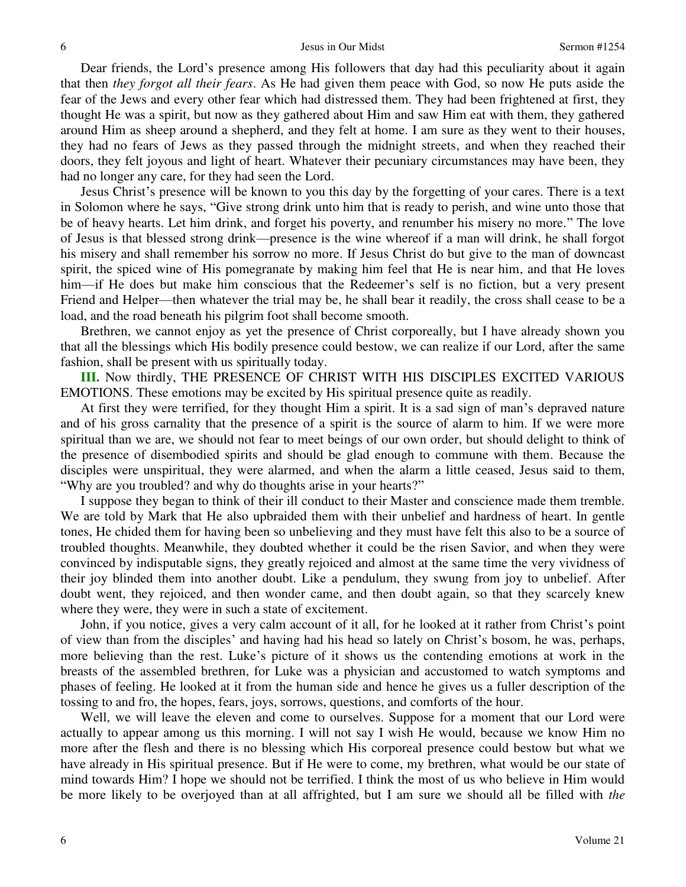Dear friends, the Lord's presence among His followers that day had this peculiarity about it again that then *they forgot all their fears*. As He had given them peace with God, so now He puts aside the fear of the Jews and every other fear which had distressed them. They had been frightened at first, they thought He was a spirit, but now as they gathered about Him and saw Him eat with them, they gathered around Him as sheep around a shepherd, and they felt at home. I am sure as they went to their houses, they had no fears of Jews as they passed through the midnight streets, and when they reached their doors, they felt joyous and light of heart. Whatever their pecuniary circumstances may have been, they had no longer any care, for they had seen the Lord.

Jesus Christ's presence will be known to you this day by the forgetting of your cares. There is a text in Solomon where he says, "Give strong drink unto him that is ready to perish, and wine unto those that be of heavy hearts. Let him drink, and forget his poverty, and renumber his misery no more." The love of Jesus is that blessed strong drink—presence is the wine whereof if a man will drink, he shall forgot his misery and shall remember his sorrow no more. If Jesus Christ do but give to the man of downcast spirit, the spiced wine of His pomegranate by making him feel that He is near him, and that He loves him—if He does but make him conscious that the Redeemer's self is no fiction, but a very present Friend and Helper—then whatever the trial may be, he shall bear it readily, the cross shall cease to be a load, and the road beneath his pilgrim foot shall become smooth.

Brethren, we cannot enjoy as yet the presence of Christ corporeally, but I have already shown you that all the blessings which His bodily presence could bestow, we can realize if our Lord, after the same fashion, shall be present with us spiritually today.

**III.** Now thirdly, THE PRESENCE OF CHRIST WITH HIS DISCIPLES EXCITED VARIOUS EMOTIONS. These emotions may be excited by His spiritual presence quite as readily.

At first they were terrified, for they thought Him a spirit. It is a sad sign of man's depraved nature and of his gross carnality that the presence of a spirit is the source of alarm to him. If we were more spiritual than we are, we should not fear to meet beings of our own order, but should delight to think of the presence of disembodied spirits and should be glad enough to commune with them. Because the disciples were unspiritual, they were alarmed, and when the alarm a little ceased, Jesus said to them, "Why are you troubled? and why do thoughts arise in your hearts?"

I suppose they began to think of their ill conduct to their Master and conscience made them tremble. We are told by Mark that He also upbraided them with their unbelief and hardness of heart. In gentle tones, He chided them for having been so unbelieving and they must have felt this also to be a source of troubled thoughts. Meanwhile, they doubted whether it could be the risen Savior, and when they were convinced by indisputable signs, they greatly rejoiced and almost at the same time the very vividness of their joy blinded them into another doubt. Like a pendulum, they swung from joy to unbelief. After doubt went, they rejoiced, and then wonder came, and then doubt again, so that they scarcely knew where they were, they were in such a state of excitement.

John, if you notice, gives a very calm account of it all, for he looked at it rather from Christ's point of view than from the disciples' and having had his head so lately on Christ's bosom, he was, perhaps, more believing than the rest. Luke's picture of it shows us the contending emotions at work in the breasts of the assembled brethren, for Luke was a physician and accustomed to watch symptoms and phases of feeling. He looked at it from the human side and hence he gives us a fuller description of the tossing to and fro, the hopes, fears, joys, sorrows, questions, and comforts of the hour.

Well, we will leave the eleven and come to ourselves. Suppose for a moment that our Lord were actually to appear among us this morning. I will not say I wish He would, because we know Him no more after the flesh and there is no blessing which His corporeal presence could bestow but what we have already in His spiritual presence. But if He were to come, my brethren, what would be our state of mind towards Him? I hope we should not be terrified. I think the most of us who believe in Him would be more likely to be overjoyed than at all affrighted, but I am sure we should all be filled with *the*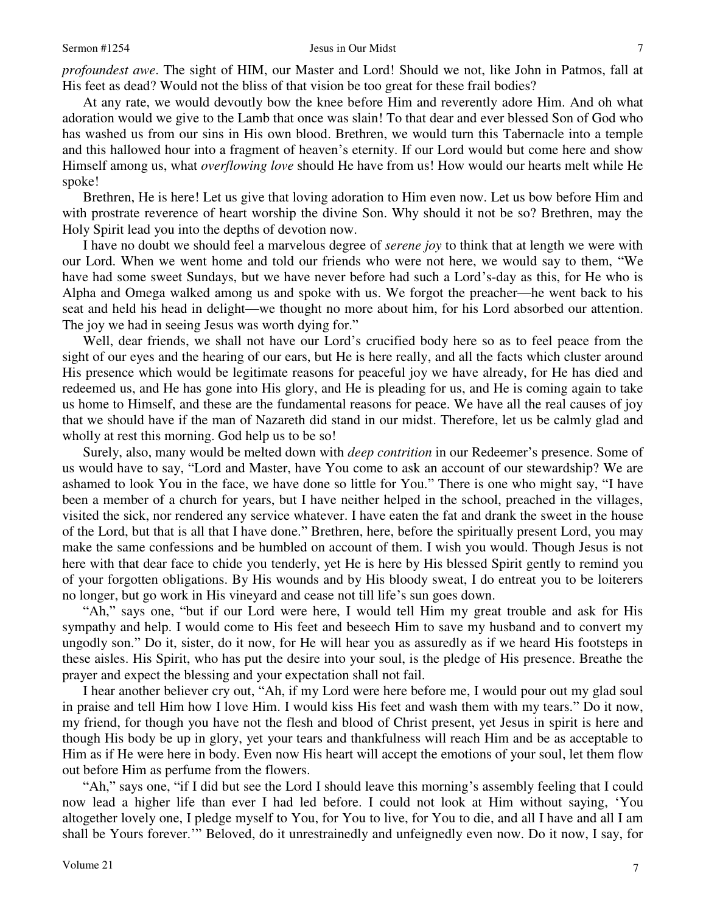*profoundest awe*. The sight of HIM, our Master and Lord! Should we not, like John in Patmos, fall at His feet as dead? Would not the bliss of that vision be too great for these frail bodies?

At any rate, we would devoutly bow the knee before Him and reverently adore Him. And oh what adoration would we give to the Lamb that once was slain! To that dear and ever blessed Son of God who has washed us from our sins in His own blood. Brethren, we would turn this Tabernacle into a temple and this hallowed hour into a fragment of heaven's eternity. If our Lord would but come here and show Himself among us, what *overflowing love* should He have from us! How would our hearts melt while He spoke!

Brethren, He is here! Let us give that loving adoration to Him even now. Let us bow before Him and with prostrate reverence of heart worship the divine Son. Why should it not be so? Brethren, may the Holy Spirit lead you into the depths of devotion now.

I have no doubt we should feel a marvelous degree of *serene joy* to think that at length we were with our Lord. When we went home and told our friends who were not here, we would say to them, "We have had some sweet Sundays, but we have never before had such a Lord's-day as this, for He who is Alpha and Omega walked among us and spoke with us. We forgot the preacher—he went back to his seat and held his head in delight—we thought no more about him, for his Lord absorbed our attention. The joy we had in seeing Jesus was worth dying for."

Well, dear friends, we shall not have our Lord's crucified body here so as to feel peace from the sight of our eyes and the hearing of our ears, but He is here really, and all the facts which cluster around His presence which would be legitimate reasons for peaceful joy we have already, for He has died and redeemed us, and He has gone into His glory, and He is pleading for us, and He is coming again to take us home to Himself, and these are the fundamental reasons for peace. We have all the real causes of joy that we should have if the man of Nazareth did stand in our midst. Therefore, let us be calmly glad and wholly at rest this morning. God help us to be so!

Surely, also, many would be melted down with *deep contrition* in our Redeemer's presence. Some of us would have to say, "Lord and Master, have You come to ask an account of our stewardship? We are ashamed to look You in the face, we have done so little for You." There is one who might say, "I have been a member of a church for years, but I have neither helped in the school, preached in the villages, visited the sick, nor rendered any service whatever. I have eaten the fat and drank the sweet in the house of the Lord, but that is all that I have done." Brethren, here, before the spiritually present Lord, you may make the same confessions and be humbled on account of them. I wish you would. Though Jesus is not here with that dear face to chide you tenderly, yet He is here by His blessed Spirit gently to remind you of your forgotten obligations. By His wounds and by His bloody sweat, I do entreat you to be loiterers no longer, but go work in His vineyard and cease not till life's sun goes down.

"Ah," says one, "but if our Lord were here, I would tell Him my great trouble and ask for His sympathy and help. I would come to His feet and beseech Him to save my husband and to convert my ungodly son." Do it, sister, do it now, for He will hear you as assuredly as if we heard His footsteps in these aisles. His Spirit, who has put the desire into your soul, is the pledge of His presence. Breathe the prayer and expect the blessing and your expectation shall not fail.

I hear another believer cry out, "Ah, if my Lord were here before me, I would pour out my glad soul in praise and tell Him how I love Him. I would kiss His feet and wash them with my tears." Do it now, my friend, for though you have not the flesh and blood of Christ present, yet Jesus in spirit is here and though His body be up in glory, yet your tears and thankfulness will reach Him and be as acceptable to Him as if He were here in body. Even now His heart will accept the emotions of your soul, let them flow out before Him as perfume from the flowers.

"Ah," says one, "if I did but see the Lord I should leave this morning's assembly feeling that I could now lead a higher life than ever I had led before. I could not look at Him without saying, 'You altogether lovely one, I pledge myself to You, for You to live, for You to die, and all I have and all I am shall be Yours forever.'" Beloved, do it unrestrainedly and unfeignedly even now. Do it now, I say, for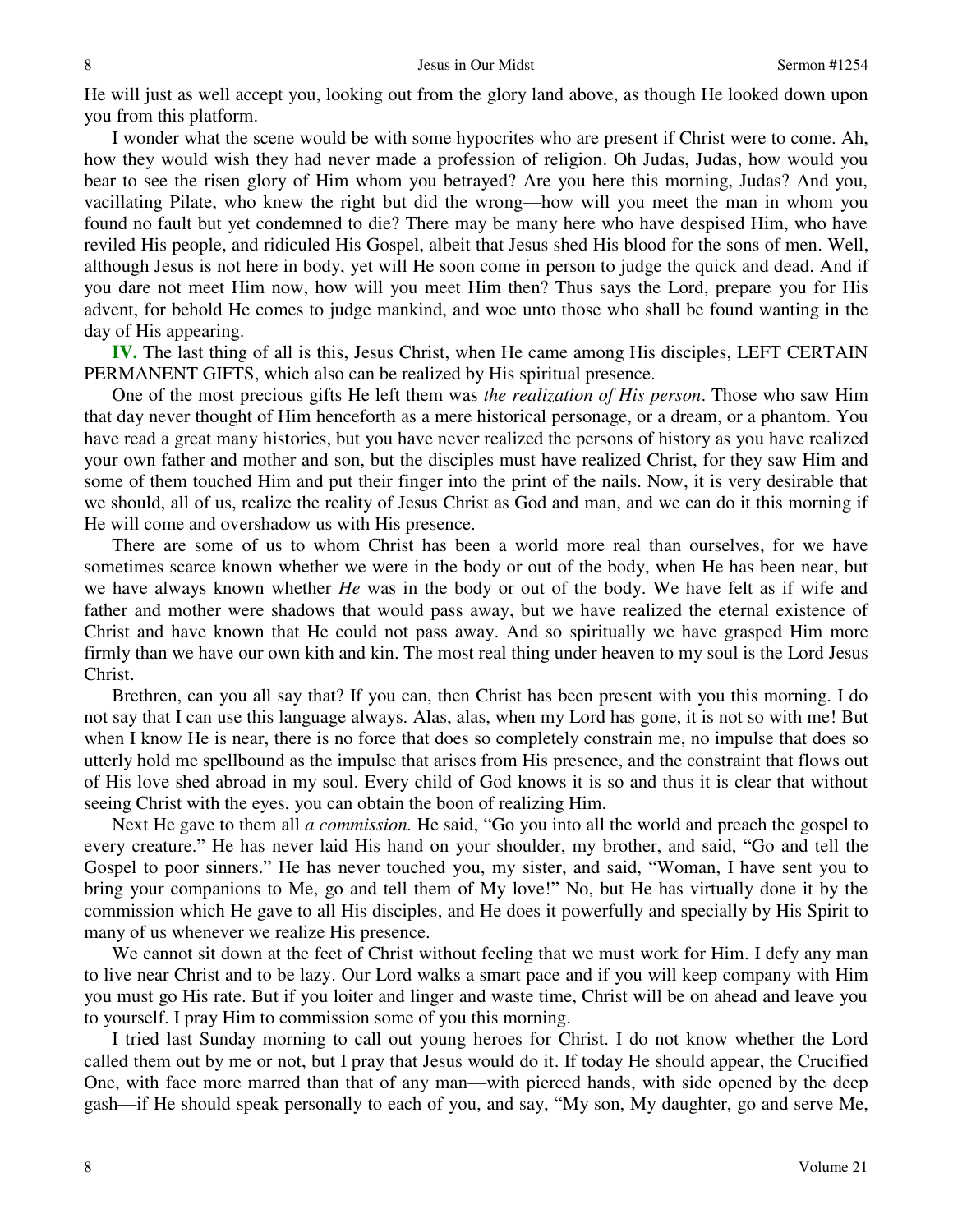He will just as well accept you, looking out from the glory land above, as though He looked down upon you from this platform.

I wonder what the scene would be with some hypocrites who are present if Christ were to come. Ah, how they would wish they had never made a profession of religion. Oh Judas, Judas, how would you bear to see the risen glory of Him whom you betrayed? Are you here this morning, Judas? And you, vacillating Pilate, who knew the right but did the wrong—how will you meet the man in whom you found no fault but yet condemned to die? There may be many here who have despised Him, who have reviled His people, and ridiculed His Gospel, albeit that Jesus shed His blood for the sons of men. Well, although Jesus is not here in body, yet will He soon come in person to judge the quick and dead. And if you dare not meet Him now, how will you meet Him then? Thus says the Lord, prepare you for His advent, for behold He comes to judge mankind, and woe unto those who shall be found wanting in the day of His appearing.

**IV.** The last thing of all is this, Jesus Christ, when He came among His disciples, LEFT CERTAIN PERMANENT GIFTS, which also can be realized by His spiritual presence.

One of the most precious gifts He left them was *the realization of His person*. Those who saw Him that day never thought of Him henceforth as a mere historical personage, or a dream, or a phantom. You have read a great many histories, but you have never realized the persons of history as you have realized your own father and mother and son, but the disciples must have realized Christ, for they saw Him and some of them touched Him and put their finger into the print of the nails. Now, it is very desirable that we should, all of us, realize the reality of Jesus Christ as God and man, and we can do it this morning if He will come and overshadow us with His presence.

There are some of us to whom Christ has been a world more real than ourselves, for we have sometimes scarce known whether we were in the body or out of the body, when He has been near, but we have always known whether *He* was in the body or out of the body. We have felt as if wife and father and mother were shadows that would pass away, but we have realized the eternal existence of Christ and have known that He could not pass away. And so spiritually we have grasped Him more firmly than we have our own kith and kin. The most real thing under heaven to my soul is the Lord Jesus Christ.

Brethren, can you all say that? If you can, then Christ has been present with you this morning. I do not say that I can use this language always. Alas, alas, when my Lord has gone, it is not so with me! But when I know He is near, there is no force that does so completely constrain me, no impulse that does so utterly hold me spellbound as the impulse that arises from His presence, and the constraint that flows out of His love shed abroad in my soul. Every child of God knows it is so and thus it is clear that without seeing Christ with the eyes, you can obtain the boon of realizing Him.

Next He gave to them all *a commission.* He said, "Go you into all the world and preach the gospel to every creature." He has never laid His hand on your shoulder, my brother, and said, "Go and tell the Gospel to poor sinners." He has never touched you, my sister, and said, "Woman, I have sent you to bring your companions to Me, go and tell them of My love!" No, but He has virtually done it by the commission which He gave to all His disciples, and He does it powerfully and specially by His Spirit to many of us whenever we realize His presence.

We cannot sit down at the feet of Christ without feeling that we must work for Him. I defy any man to live near Christ and to be lazy. Our Lord walks a smart pace and if you will keep company with Him you must go His rate. But if you loiter and linger and waste time, Christ will be on ahead and leave you to yourself. I pray Him to commission some of you this morning.

I tried last Sunday morning to call out young heroes for Christ. I do not know whether the Lord called them out by me or not, but I pray that Jesus would do it. If today He should appear, the Crucified One, with face more marred than that of any man—with pierced hands, with side opened by the deep gash—if He should speak personally to each of you, and say, "My son, My daughter, go and serve Me,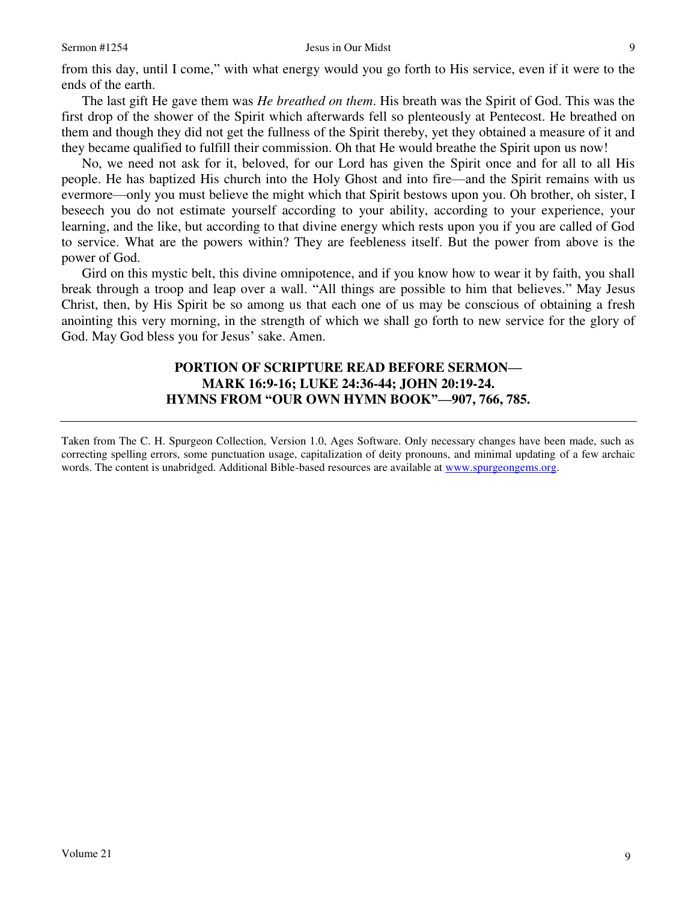from this day, until I come," with what energy would you go forth to His service, even if it were to the ends of the earth.

The last gift He gave them was *He breathed on them*. His breath was the Spirit of God. This was the first drop of the shower of the Spirit which afterwards fell so plenteously at Pentecost. He breathed on them and though they did not get the fullness of the Spirit thereby, yet they obtained a measure of it and they became qualified to fulfill their commission. Oh that He would breathe the Spirit upon us now!

No, we need not ask for it, beloved, for our Lord has given the Spirit once and for all to all His people. He has baptized His church into the Holy Ghost and into fire—and the Spirit remains with us evermore—only you must believe the might which that Spirit bestows upon you. Oh brother, oh sister, I beseech you do not estimate yourself according to your ability, according to your experience, your learning, and the like, but according to that divine energy which rests upon you if you are called of God to service. What are the powers within? They are feebleness itself. But the power from above is the power of God.

Gird on this mystic belt, this divine omnipotence, and if you know how to wear it by faith, you shall break through a troop and leap over a wall. "All things are possible to him that believes." May Jesus Christ, then, by His Spirit be so among us that each one of us may be conscious of obtaining a fresh anointing this very morning, in the strength of which we shall go forth to new service for the glory of God. May God bless you for Jesus' sake. Amen.

**PORTION OF SCRIPTURE READ BEFORE SERMON—**
**MARK 16:9-16; LUKE 24:36-44; JOHN 20:19-24.**
**HYMNS FROM "OUR OWN HYMN BOOK"—907, 766, 785.**

---

Taken from The C. H. Spurgeon Collection, Version 1.0, Ages Software. Only necessary changes have been made, such as correcting spelling errors, some punctuation usage, capitalization of deity pronouns, and minimal updating of a few archaic words. The content is unabridged. Additional Bible-based resources are available at www.spurgeongems.org.